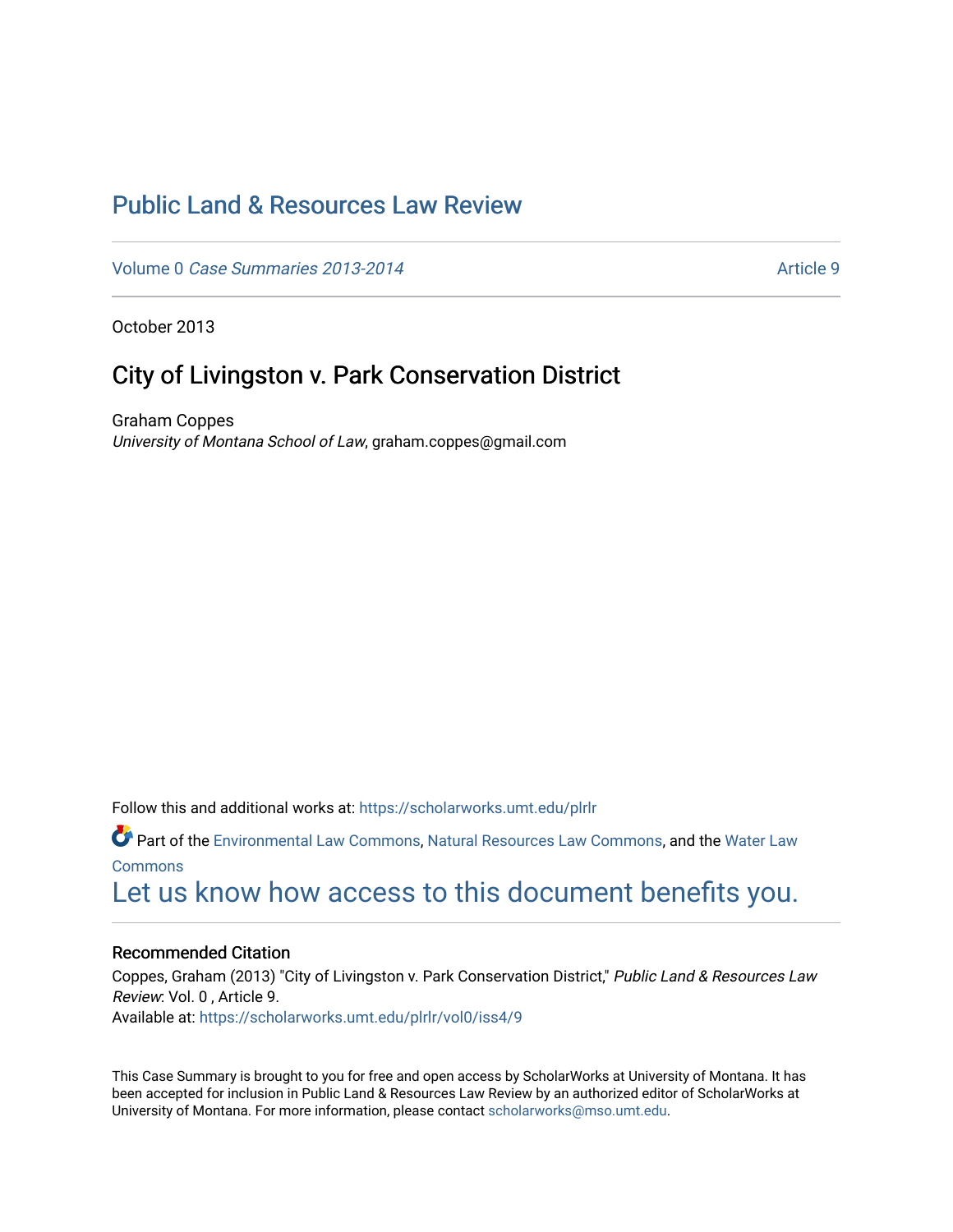# Public Land & Resources Law Review

Volume 0 *Case Summaries 2013-2014* Article 9

October 2013

## City of Livingston v. Park Conservation District

Graham Coppes
*University of Montana School of Law*, graham.coppes@gmail.com

Follow this and additional works at: https://scholarworks.umt.edu/plrlr

Part of the Environmental Law Commons, Natural Resources Law Commons, and the Water Law Commons

Let us know how access to this document benefits you.

### Recommended Citation

Coppes, Graham (2013) "City of Livingston v. Park Conservation District," *Public Land & Resources Law Review*: Vol. 0 , Article 9.
Available at: https://scholarworks.umt.edu/plrlr/vol0/iss4/9

This Case Summary is brought to you for free and open access by ScholarWorks at University of Montana. It has been accepted for inclusion in Public Land & Resources Law Review by an authorized editor of ScholarWorks at University of Montana. For more information, please contact scholarworks@mso.umt.edu.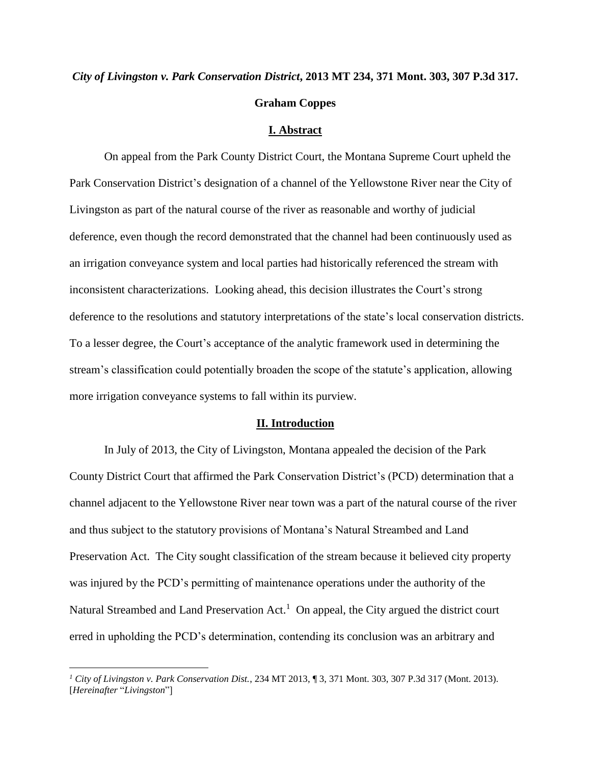***City of Livingston v. Park Conservation District*, 2013 MT 234, 371 Mont. 303, 307 P.3d 317.**

**Graham Coppes**

## I. Abstract

On appeal from the Park County District Court, the Montana Supreme Court upheld the Park Conservation District's designation of a channel of the Yellowstone River near the City of Livingston as part of the natural course of the river as reasonable and worthy of judicial deference, even though the record demonstrated that the channel had been continuously used as an irrigation conveyance system and local parties had historically referenced the stream with inconsistent characterizations. Looking ahead, this decision illustrates the Court's strong deference to the resolutions and statutory interpretations of the state's local conservation districts. To a lesser degree, the Court's acceptance of the analytic framework used in determining the stream's classification could potentially broaden the scope of the statute's application, allowing more irrigation conveyance systems to fall within its purview.

## II. Introduction

In July of 2013, the City of Livingston, Montana appealed the decision of the Park County District Court that affirmed the Park Conservation District's (PCD) determination that a channel adjacent to the Yellowstone River near town was a part of the natural course of the river and thus subject to the statutory provisions of Montana's Natural Streambed and Land Preservation Act. The City sought classification of the stream because it believed city property was injured by the PCD's permitting of maintenance operations under the authority of the Natural Streambed and Land Preservation Act.[1] On appeal, the City argued the district court erred in upholding the PCD's determination, contending its conclusion was an arbitrary and

---

[1] *City of Livingston v. Park Conservation Dist.*, 234 MT 2013, ¶ 3, 371 Mont. 303, 307 P.3d 317 (Mont. 2013). [*Hereinafter* "*Livingston*"]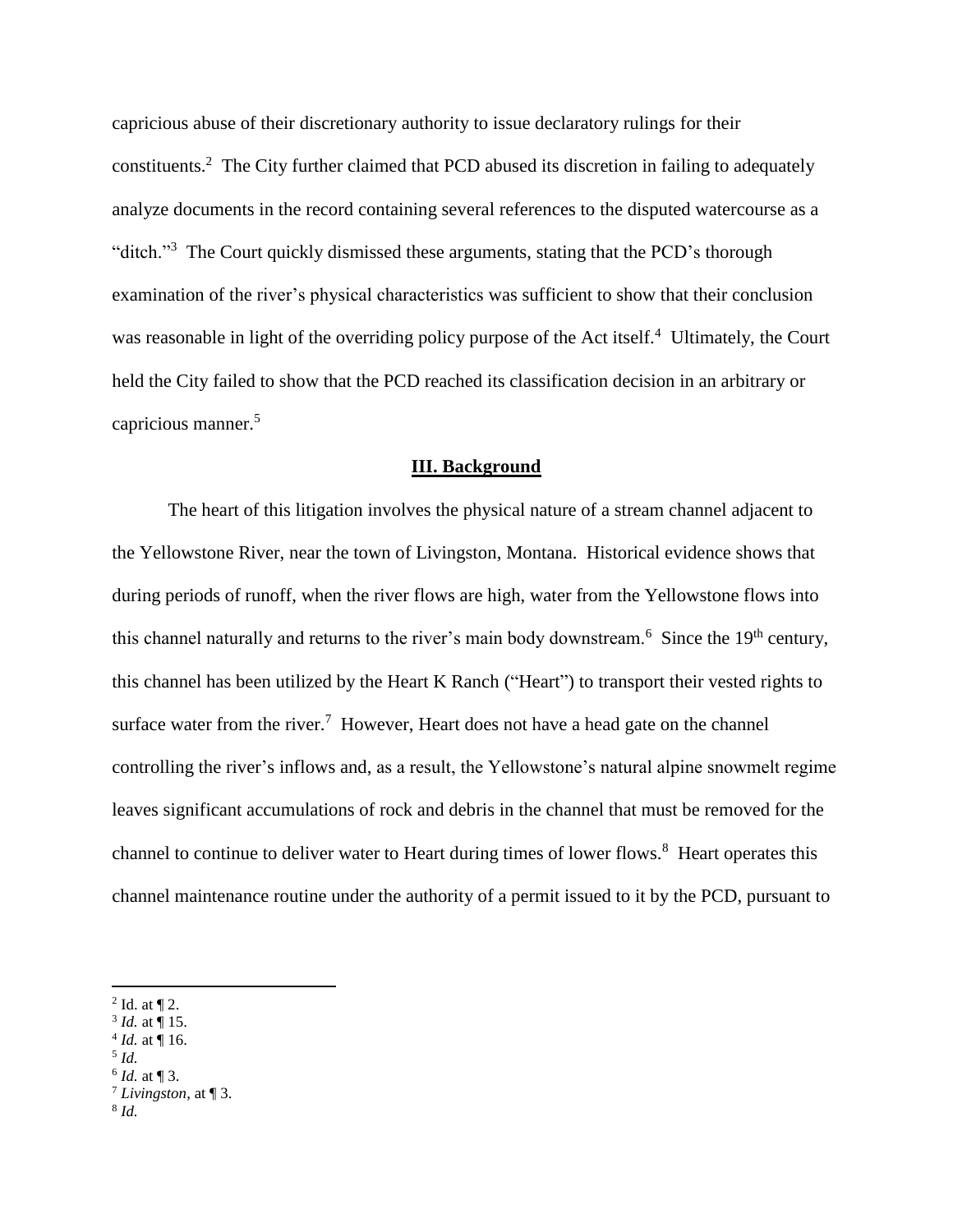capricious abuse of their discretionary authority to issue declaratory rulings for their constituents.[2] The City further claimed that PCD abused its discretion in failing to adequately analyze documents in the record containing several references to the disputed watercourse as a "ditch."[3] The Court quickly dismissed these arguments, stating that the PCD's thorough examination of the river's physical characteristics was sufficient to show that their conclusion was reasonable in light of the overriding policy purpose of the Act itself.[4] Ultimately, the Court held the City failed to show that the PCD reached its classification decision in an arbitrary or capricious manner.[5]

## **III. Background**

The heart of this litigation involves the physical nature of a stream channel adjacent to the Yellowstone River, near the town of Livingston, Montana. Historical evidence shows that during periods of runoff, when the river flows are high, water from the Yellowstone flows into this channel naturally and returns to the river's main body downstream.[6] Since the 19th century, this channel has been utilized by the Heart K Ranch ("Heart") to transport their vested rights to surface water from the river.[7] However, Heart does not have a head gate on the channel controlling the river's inflows and, as a result, the Yellowstone's natural alpine snowmelt regime leaves significant accumulations of rock and debris in the channel that must be removed for the channel to continue to deliver water to Heart during times of lower flows.[8] Heart operates this channel maintenance routine under the authority of a permit issued to it by the PCD, pursuant to

---

[2] Id. at ¶ 2.
[3] *Id.* at ¶ 15.
[4] *Id.* at ¶ 16.
[5] *Id.*
[6] *Id.* at ¶ 3.
[7] *Livingston*, at ¶ 3.
[8] *Id.*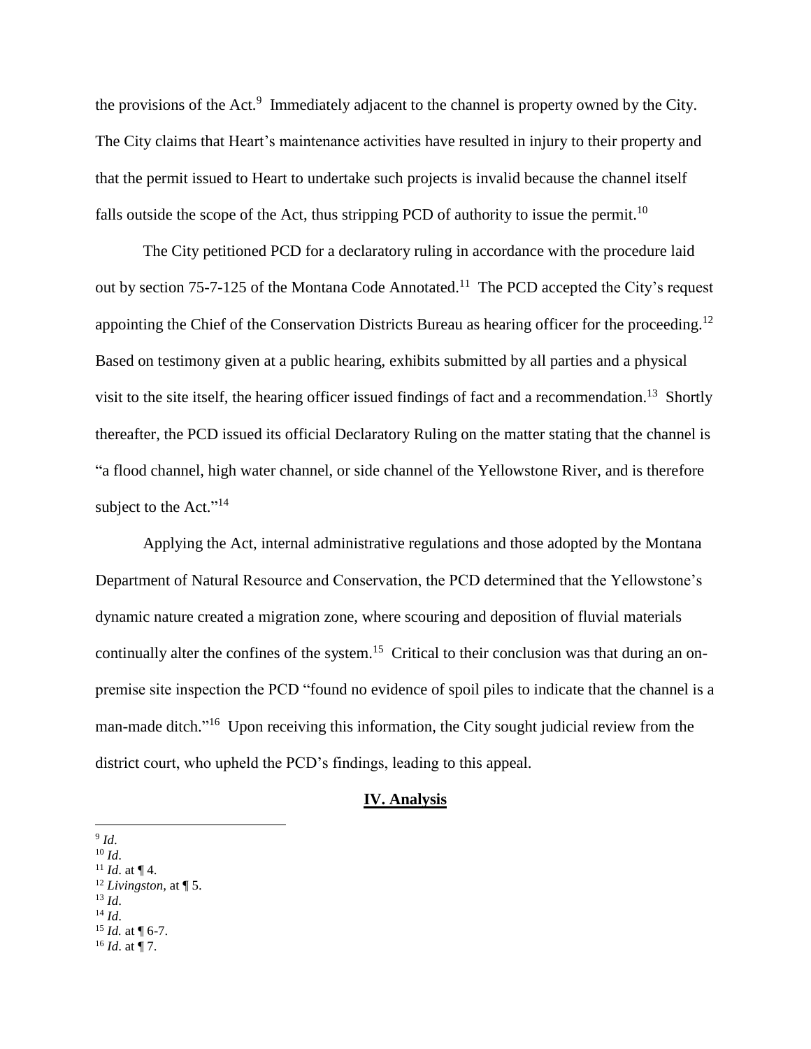the provisions of the Act.[9] Immediately adjacent to the channel is property owned by the City. The City claims that Heart's maintenance activities have resulted in injury to their property and that the permit issued to Heart to undertake such projects is invalid because the channel itself falls outside the scope of the Act, thus stripping PCD of authority to issue the permit.[10]

The City petitioned PCD for a declaratory ruling in accordance with the procedure laid out by section 75-7-125 of the Montana Code Annotated.[11] The PCD accepted the City's request appointing the Chief of the Conservation Districts Bureau as hearing officer for the proceeding.[12] Based on testimony given at a public hearing, exhibits submitted by all parties and a physical visit to the site itself, the hearing officer issued findings of fact and a recommendation.[13] Shortly thereafter, the PCD issued its official Declaratory Ruling on the matter stating that the channel is "a flood channel, high water channel, or side channel of the Yellowstone River, and is therefore subject to the Act."[14]

Applying the Act, internal administrative regulations and those adopted by the Montana Department of Natural Resource and Conservation, the PCD determined that the Yellowstone's dynamic nature created a migration zone, where scouring and deposition of fluvial materials continually alter the confines of the system.[15] Critical to their conclusion was that during an on-premise site inspection the PCD "found no evidence of spoil piles to indicate that the channel is a man-made ditch."[16] Upon receiving this information, the City sought judicial review from the district court, who upheld the PCD's findings, leading to this appeal.

## IV. Analysis

---

[9] *Id*.
[10] *Id*.
[11] *Id*. at ¶ 4.
[12] *Livingston*, at ¶ 5.
[13] *Id*.
[14] *Id*.
[15] *Id.* at ¶ 6-7.
[16] *Id*. at ¶ 7.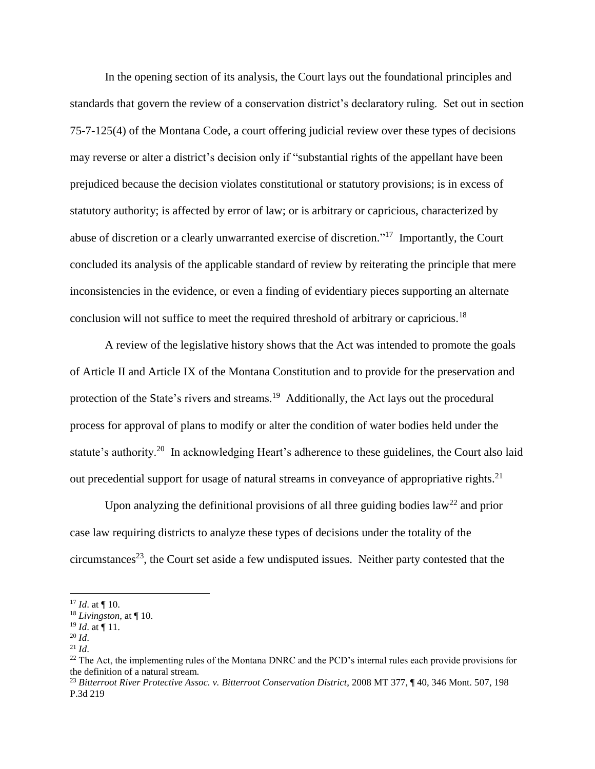In the opening section of its analysis, the Court lays out the foundational principles and standards that govern the review of a conservation district's declaratory ruling. Set out in section 75-7-125(4) of the Montana Code, a court offering judicial review over these types of decisions may reverse or alter a district's decision only if "substantial rights of the appellant have been prejudiced because the decision violates constitutional or statutory provisions; is in excess of statutory authority; is affected by error of law; or is arbitrary or capricious, characterized by abuse of discretion or a clearly unwarranted exercise of discretion."[17] Importantly, the Court concluded its analysis of the applicable standard of review by reiterating the principle that mere inconsistencies in the evidence, or even a finding of evidentiary pieces supporting an alternate conclusion will not suffice to meet the required threshold of arbitrary or capricious.[18]

A review of the legislative history shows that the Act was intended to promote the goals of Article II and Article IX of the Montana Constitution and to provide for the preservation and protection of the State's rivers and streams.[19] Additionally, the Act lays out the procedural process for approval of plans to modify or alter the condition of water bodies held under the statute's authority.[20] In acknowledging Heart's adherence to these guidelines, the Court also laid out precedential support for usage of natural streams in conveyance of appropriative rights.[21]

Upon analyzing the definitional provisions of all three guiding bodies law[22] and prior case law requiring districts to analyze these types of decisions under the totality of the circumstances[23], the Court set aside a few undisputed issues. Neither party contested that the

---

[17] *Id*. at ¶ 10.

[18] *Livingston*, at ¶ 10.

[19] *Id*. at ¶ 11.

[20] *Id*.

[21] *Id*.

[22] The Act, the implementing rules of the Montana DNRC and the PCD's internal rules each provide provisions for the definition of a natural stream.

[23] *Bitterroot River Protective Assoc. v. Bitterroot Conservation District*, 2008 MT 377, ¶ 40, 346 Mont. 507, 198 P.3d 219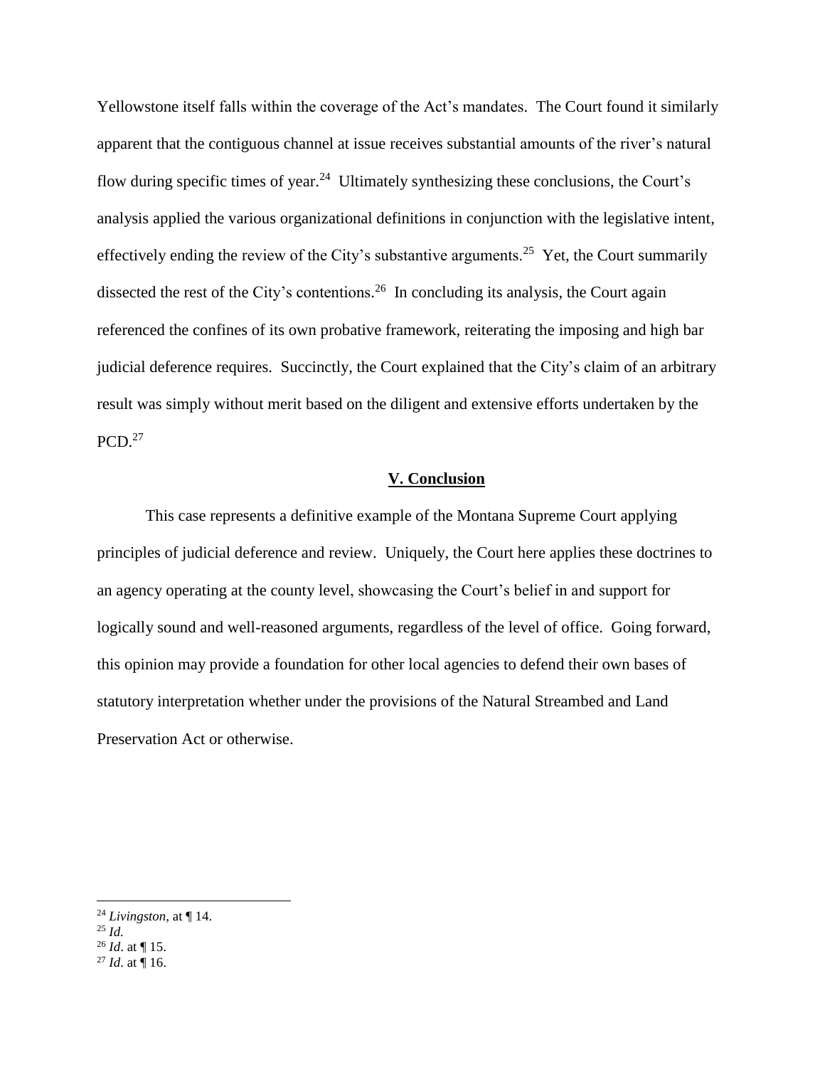Yellowstone itself falls within the coverage of the Act's mandates. The Court found it similarly apparent that the contiguous channel at issue receives substantial amounts of the river's natural flow during specific times of year.[24] Ultimately synthesizing these conclusions, the Court's analysis applied the various organizational definitions in conjunction with the legislative intent, effectively ending the review of the City's substantive arguments.[25] Yet, the Court summarily dissected the rest of the City's contentions.[26] In concluding its analysis, the Court again referenced the confines of its own probative framework, reiterating the imposing and high bar judicial deference requires. Succinctly, the Court explained that the City's claim of an arbitrary result was simply without merit based on the diligent and extensive efforts undertaken by the PCD.[27]

## V. Conclusion

This case represents a definitive example of the Montana Supreme Court applying principles of judicial deference and review. Uniquely, the Court here applies these doctrines to an agency operating at the county level, showcasing the Court's belief in and support for logically sound and well-reasoned arguments, regardless of the level of office. Going forward, this opinion may provide a foundation for other local agencies to defend their own bases of statutory interpretation whether under the provisions of the Natural Streambed and Land Preservation Act or otherwise.

---

[24] *Livingston*, at ¶ 14.

[25] *Id.*

[26] *Id*. at ¶ 15.

[27] *Id*. at ¶ 16.